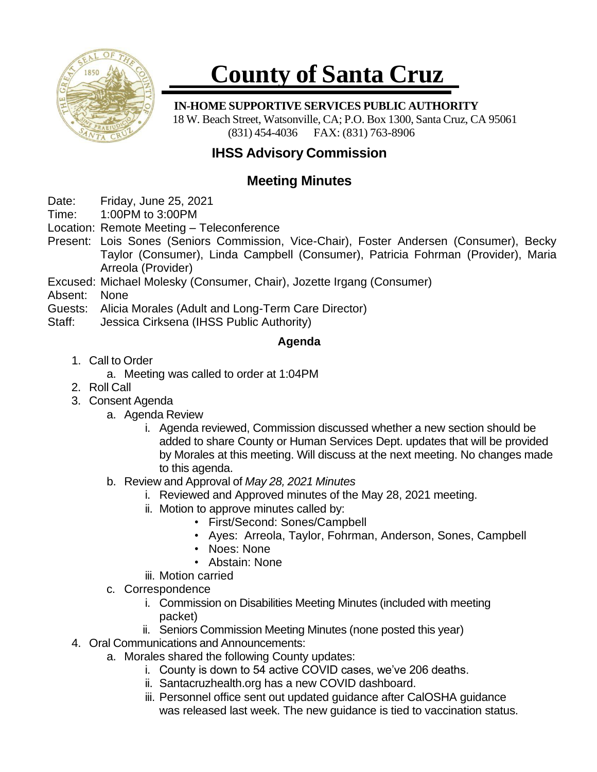# County of Santa Cruz

**IN-HOME SUPPORTIVE SERVICES PUBLIC AUTHORITY**
18 W. Beach Street, Watsonville, CA; P.O. Box 1300, Santa Cruz, CA 95061
(831) 454-4036 FAX: (831) 763-8906

## IHSS Advisory Commission

## Meeting Minutes

Date: Friday, June 25, 2021
Time: 1:00PM to 3:00PM
Location: Remote Meeting – Teleconference
Present: Lois Sones (Seniors Commission, Vice-Chair), Foster Andersen (Consumer), Becky Taylor (Consumer), Linda Campbell (Consumer), Patricia Fohrman (Provider), Maria Arreola (Provider)
Excused: Michael Molesky (Consumer, Chair), Jozette Irgang (Consumer)
Absent: None
Guests: Alicia Morales (Adult and Long-Term Care Director)
Staff: Jessica Cirksena (IHSS Public Authority)

**Agenda**

1. Call to Order
   a. Meeting was called to order at 1:04PM
2. Roll Call
3. Consent Agenda
   a. Agenda Review
      i. Agenda reviewed, Commission discussed whether a new section should be added to share County or Human Services Dept. updates that will be provided by Morales at this meeting. Will discuss at the next meeting. No changes made to this agenda.
   b. Review and Approval of *May 28, 2021 Minutes*
      i. Reviewed and Approved minutes of the May 28, 2021 meeting.
      ii. Motion to approve minutes called by:
         - First/Second: Sones/Campbell
         - Ayes: Arreola, Taylor, Fohrman, Anderson, Sones, Campbell
         - Noes: None
         - Abstain: None
      iii. Motion carried
   c. Correspondence
      i. Commission on Disabilities Meeting Minutes (included with meeting packet)
      ii. Seniors Commission Meeting Minutes (none posted this year)
4. Oral Communications and Announcements:
   a. Morales shared the following County updates:
      i. County is down to 54 active COVID cases, we've 206 deaths.
      ii. Santacruzhealth.org has a new COVID dashboard.
      iii. Personnel office sent out updated guidance after CalOSHA guidance was released last week. The new guidance is tied to vaccination status.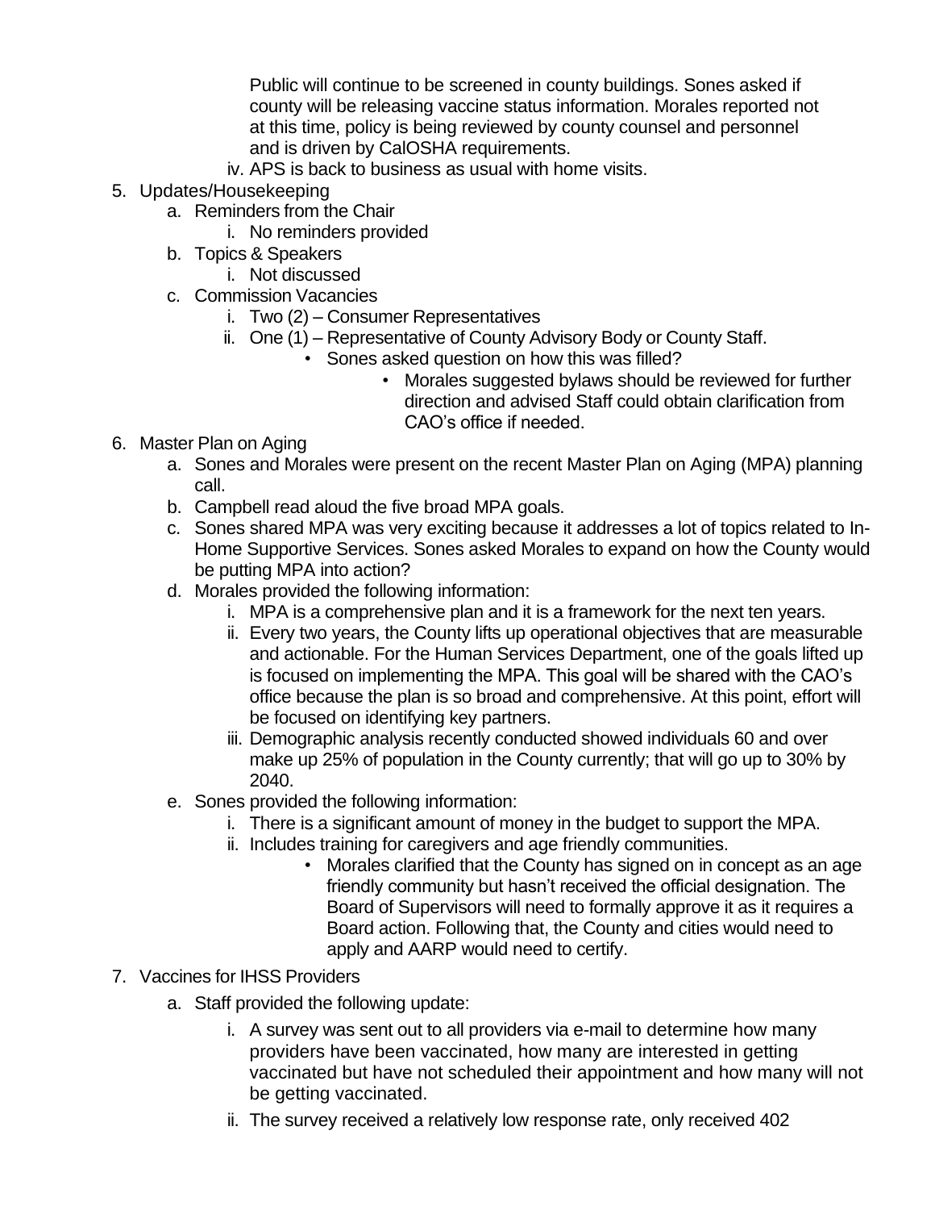Public will continue to be screened in county buildings. Sones asked if county will be releasing vaccine status information. Morales reported not at this time, policy is being reviewed by county counsel and personnel and is driven by CalOSHA requirements.

   iv. APS is back to business as usual with home visits.

5. Updates/Housekeeping
   a. Reminders from the Chair
      i. No reminders provided
   b. Topics & Speakers
      i. Not discussed
   c. Commission Vacancies
      i. Two (2) – Consumer Representatives
      ii. One (1) – Representative of County Advisory Body or County Staff.
         - Sones asked question on how this was filled?
            - Morales suggested bylaws should be reviewed for further direction and advised Staff could obtain clarification from CAO's office if needed.

6. Master Plan on Aging
   a. Sones and Morales were present on the recent Master Plan on Aging (MPA) planning call.
   b. Campbell read aloud the five broad MPA goals.
   c. Sones shared MPA was very exciting because it addresses a lot of topics related to In-Home Supportive Services. Sones asked Morales to expand on how the County would be putting MPA into action?
   d. Morales provided the following information:
      i. MPA is a comprehensive plan and it is a framework for the next ten years.
      ii. Every two years, the County lifts up operational objectives that are measurable and actionable. For the Human Services Department, one of the goals lifted up is focused on implementing the MPA. This goal will be shared with the CAO's office because the plan is so broad and comprehensive. At this point, effort will be focused on identifying key partners.
      iii. Demographic analysis recently conducted showed individuals 60 and over make up 25% of population in the County currently; that will go up to 30% by 2040.
   e. Sones provided the following information:
      i. There is a significant amount of money in the budget to support the MPA.
      ii. Includes training for caregivers and age friendly communities.
         - Morales clarified that the County has signed on in concept as an age friendly community but hasn't received the official designation. The Board of Supervisors will need to formally approve it as it requires a Board action. Following that, the County and cities would need to apply and AARP would need to certify.

7. Vaccines for IHSS Providers
   a. Staff provided the following update:
      i. A survey was sent out to all providers via e-mail to determine how many providers have been vaccinated, how many are interested in getting vaccinated but have not scheduled their appointment and how many will not be getting vaccinated.
      ii. The survey received a relatively low response rate, only received 402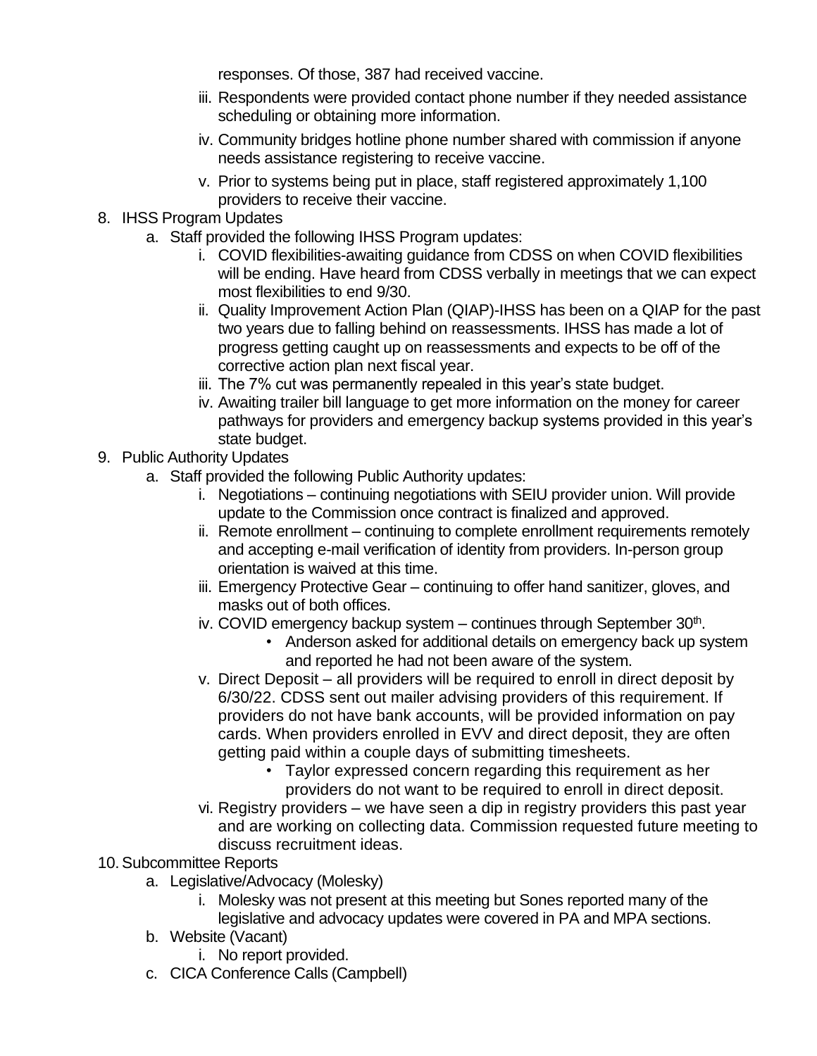responses. Of those, 387 had received vaccine.

iii. Respondents were provided contact phone number if they needed assistance scheduling or obtaining more information.

iv. Community bridges hotline phone number shared with commission if anyone needs assistance registering to receive vaccine.

v. Prior to systems being put in place, staff registered approximately 1,100 providers to receive their vaccine.

8. IHSS Program Updates
   a. Staff provided the following IHSS Program updates:
      i. COVID flexibilities-awaiting guidance from CDSS on when COVID flexibilities will be ending. Have heard from CDSS verbally in meetings that we can expect most flexibilities to end 9/30.
      ii. Quality Improvement Action Plan (QIAP)-IHSS has been on a QIAP for the past two years due to falling behind on reassessments. IHSS has made a lot of progress getting caught up on reassessments and expects to be off of the corrective action plan next fiscal year.
      iii. The 7% cut was permanently repealed in this year's state budget.
      iv. Awaiting trailer bill language to get more information on the money for career pathways for providers and emergency backup systems provided in this year's state budget.
9. Public Authority Updates
   a. Staff provided the following Public Authority updates:
      i. Negotiations – continuing negotiations with SEIU provider union. Will provide update to the Commission once contract is finalized and approved.
      ii. Remote enrollment – continuing to complete enrollment requirements remotely and accepting e-mail verification of identity from providers. In-person group orientation is waived at this time.
      iii. Emergency Protective Gear – continuing to offer hand sanitizer, gloves, and masks out of both offices.
      iv. COVID emergency backup system – continues through September 30th.
         - Anderson asked for additional details on emergency back up system and reported he had not been aware of the system.
      v. Direct Deposit – all providers will be required to enroll in direct deposit by 6/30/22. CDSS sent out mailer advising providers of this requirement. If providers do not have bank accounts, will be provided information on pay cards. When providers enrolled in EVV and direct deposit, they are often getting paid within a couple days of submitting timesheets.
         - Taylor expressed concern regarding this requirement as her providers do not want to be required to enroll in direct deposit.
      vi. Registry providers – we have seen a dip in registry providers this past year and are working on collecting data. Commission requested future meeting to discuss recruitment ideas.
10. Subcommittee Reports
    a. Legislative/Advocacy (Molesky)
       i. Molesky was not present at this meeting but Sones reported many of the legislative and advocacy updates were covered in PA and MPA sections.
    b. Website (Vacant)
       i. No report provided.
    c. CICA Conference Calls (Campbell)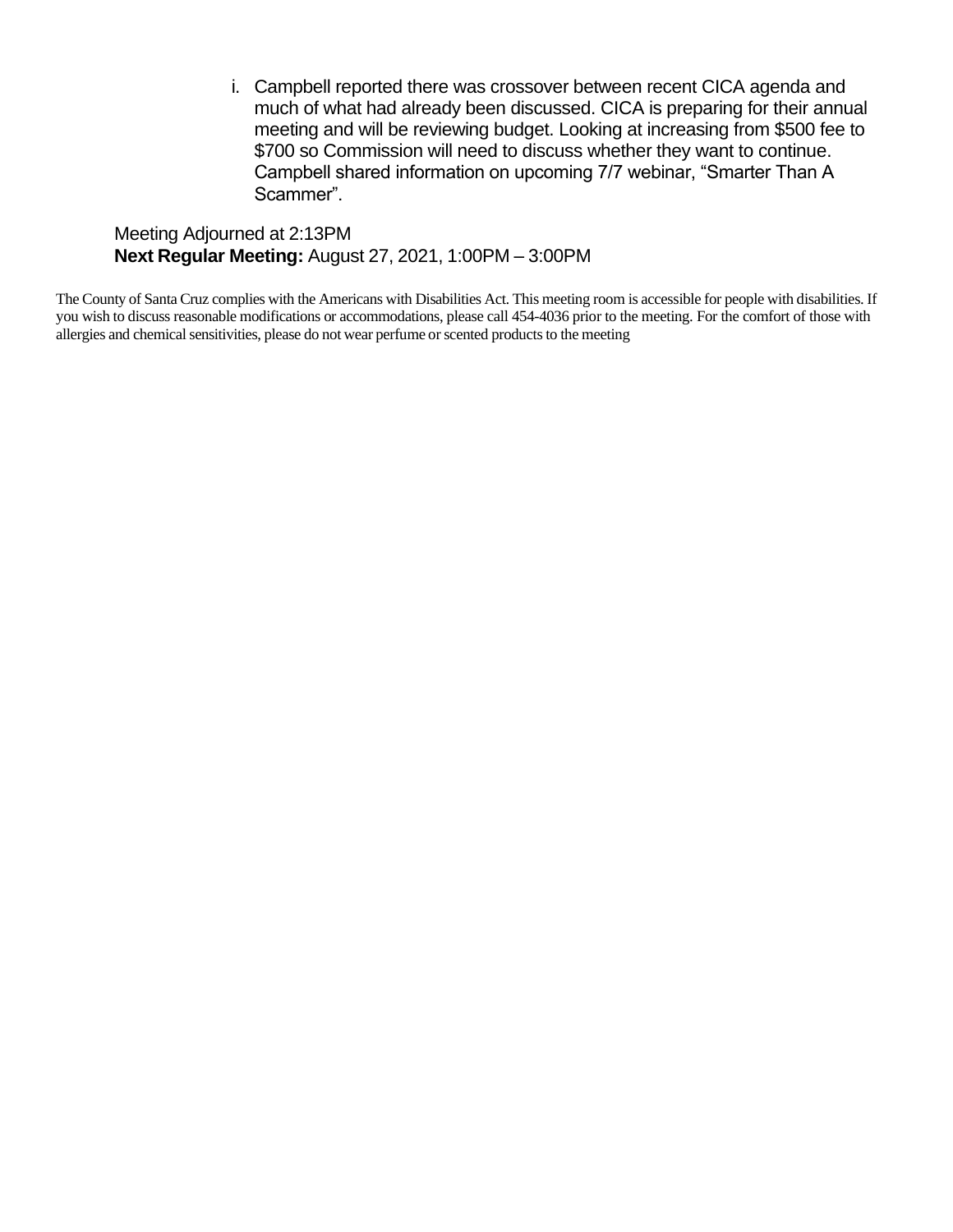i. Campbell reported there was crossover between recent CICA agenda and much of what had already been discussed. CICA is preparing for their annual meeting and will be reviewing budget. Looking at increasing from $500 fee to $700 so Commission will need to discuss whether they want to continue. Campbell shared information on upcoming 7/7 webinar, "Smarter Than A Scammer".

Meeting Adjourned at 2:13PM
**Next Regular Meeting:** August 27, 2021, 1:00PM – 3:00PM

The County of Santa Cruz complies with the Americans with Disabilities Act. This meeting room is accessible for people with disabilities. If you wish to discuss reasonable modifications or accommodations, please call 454-4036 prior to the meeting. For the comfort of those with allergies and chemical sensitivities, please do not wear perfume or scented products to the meeting